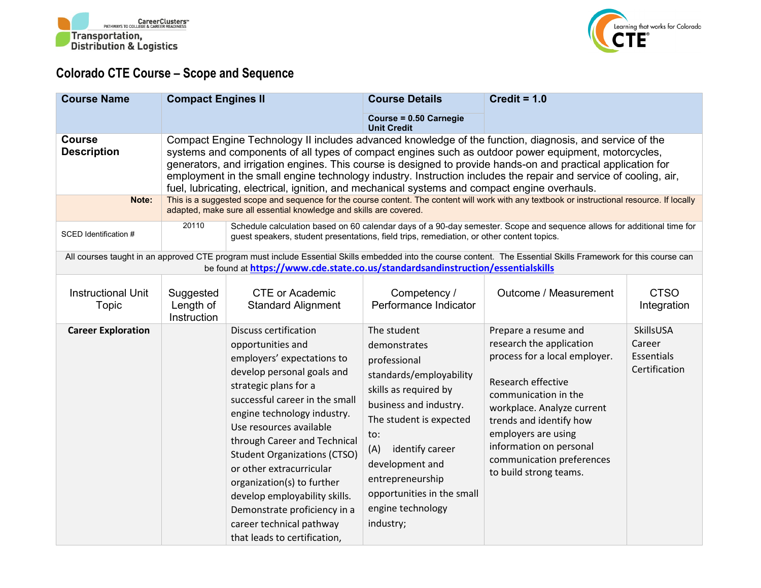Transportation, Distribution & Logistics

# Colorado CTE Course – Scope and Sequence

| **Course Name** | **Compact Engines II** | | **Course Details**<br><br>**Course = 0.50 Carnegie Unit Credit** | **Credit = 1.0** | |
|---|---|---|---|---|---|
| **Course Description** | Compact Engine Technology II includes advanced knowledge of the function, diagnosis, and service of the systems and components of all types of compact engines such as outdoor power equipment, motorcycles, generators, and irrigation engines. This course is designed to provide hands-on and practical application for employment in the small engine technology industry. Instruction includes the repair and service of cooling, air, fuel, lubricating, electrical, ignition, and mechanical systems and compact engine overhauls. | | | | |
| **Note:** | This is a suggested scope and sequence for the course content. The content will work with any textbook or instructional resource. If locally adapted, make sure all essential knowledge and skills are covered. | | | | |
| SCED Identification # | 20110 | Schedule calculation based on 60 calendar days of a 90-day semester. Scope and sequence allows for additional time for guest speakers, student presentations, field trips, remediation, or other content topics. | | | |
| All courses taught in an approved CTE program must include Essential Skills embedded into the course content. The Essential Skills Framework for this course can be found at https://www.cde.state.co.us/standardsandinstruction/essentialskills | | | | | |
| Instructional Unit Topic | Suggested Length of Instruction | CTE or Academic Standard Alignment | Competency / Performance Indicator | Outcome / Measurement | CTSO Integration |
| **Career Exploration** | | Discuss certification opportunities and employers' expectations to develop personal goals and strategic plans for a successful career in the small engine technology industry. Use resources available through Career and Technical Student Organizations (CTSO) or other extracurricular organization(s) to further develop employability skills. Demonstrate proficiency in a career technical pathway that leads to certification, | The student demonstrates professional standards/employability skills as required by business and industry. The student is expected to:<br>(A) identify career development and entrepreneurship opportunities in the small engine technology industry; | Prepare a resume and research the application process for a local employer.<br><br>Research effective communication in the workplace. Analyze current trends and identify how employers are using information on personal communication preferences to build strong teams. | SkillsUSA Career Essentials Certification |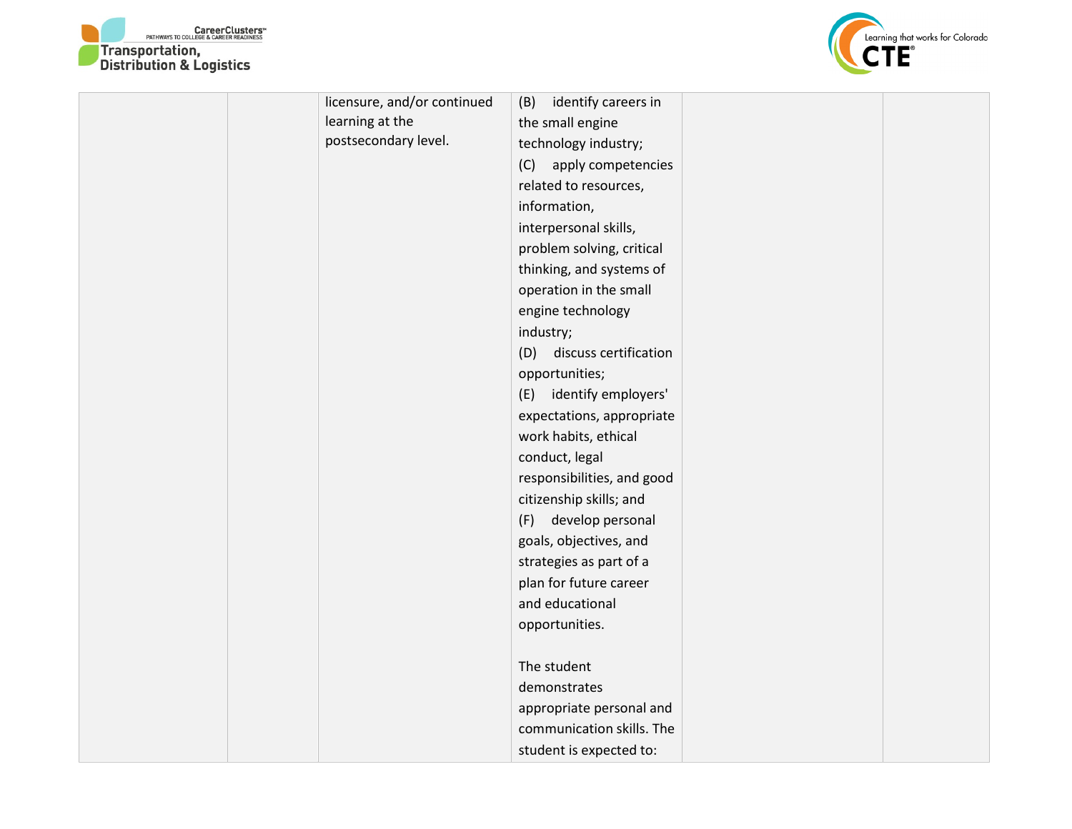| | | | | | |
|---|---|---|---|---|---|
| | | licensure, and/or continued learning at the postsecondary level. | (B) identify careers in the small engine technology industry;<br>(C) apply competencies related to resources, information, interpersonal skills, problem solving, critical thinking, and systems of operation in the small engine technology industry;<br>(D) discuss certification opportunities;<br>(E) identify employers' expectations, appropriate work habits, ethical conduct, legal responsibilities, and good citizenship skills; and<br>(F) develop personal goals, objectives, and strategies as part of a plan for future career and educational opportunities.<br><br>The student demonstrates appropriate personal and communication skills. The student is expected to: | | |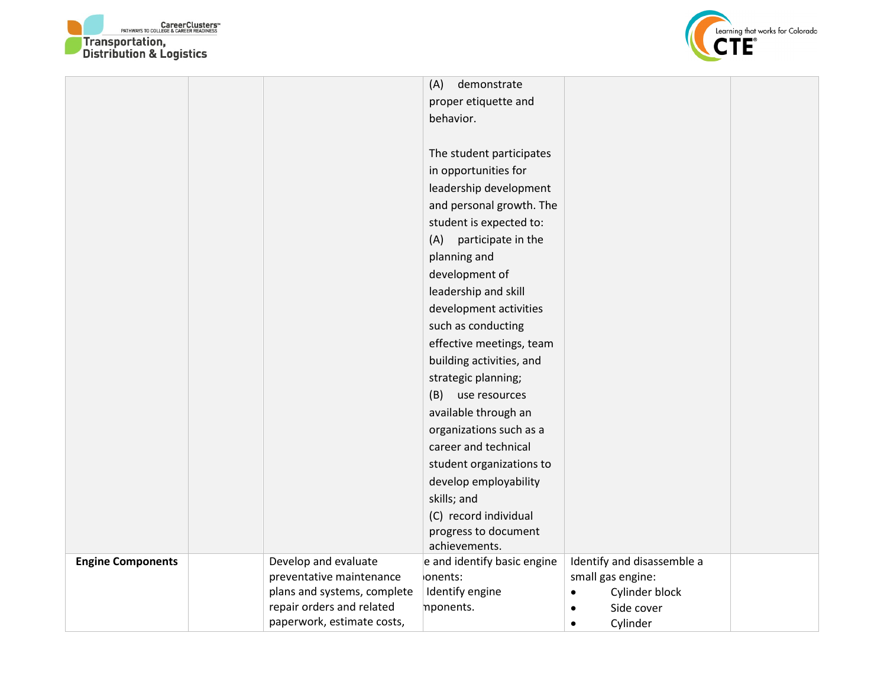| | | | | | |
|---|---|---|---|---|---|
| | | | (A) demonstrate proper etiquette and behavior.<br><br>The student participates in opportunities for leadership development and personal growth. The student is expected to:<br>(A) participate in the planning and development of leadership and skill development activities such as conducting effective meetings, team building activities, and strategic planning;<br>(B) use resources available through an organizations such as a career and technical student organizations to develop employability skills; and<br>(C) record individual progress to document achievements. | | |
| **Engine Components** | | Develop and evaluate preventative maintenance plans and systems, complete repair orders and related paperwork, estimate costs, | e and identify basic engine ›onents:<br>Identify engine mponents. | Identify and disassemble a small gas engine:<br>• Cylinder block<br>• Side cover<br>• Cylinder | |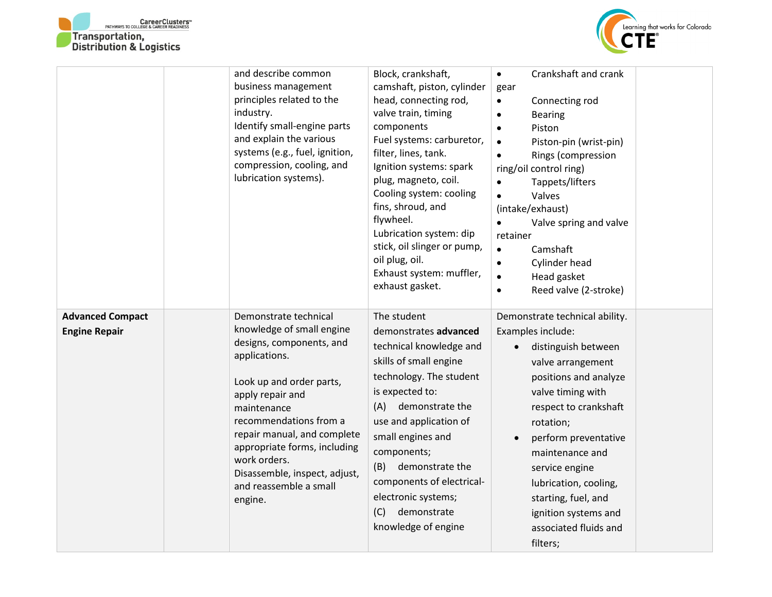| | | | | | |
|---|---|---|---|---|---|
| | | and describe common business management principles related to the industry.<br>Identify small-engine parts and explain the various systems (e.g., fuel, ignition, compression, cooling, and lubrication systems). | Block, crankshaft, camshaft, piston, cylinder head, connecting rod, valve train, timing components<br>Fuel systems: carburetor, filter, lines, tank.<br>Ignition systems: spark plug, magneto, coil.<br>Cooling system: cooling fins, shroud, and flywheel.<br>Lubrication system: dip stick, oil slinger or pump, oil plug, oil.<br>Exhaust system: muffler, exhaust gasket. | • Crankshaft and crank gear<br>• Connecting rod<br>• Bearing<br>• Piston<br>• Piston-pin (wrist-pin)<br>• Rings (compression ring/oil control ring)<br>• Tappets/lifters<br>• Valves (intake/exhaust)<br>• Valve spring and valve retainer<br>• Camshaft<br>• Cylinder head<br>• Head gasket<br>• Reed valve (2-stroke) | |
| **Advanced Compact Engine Repair** | | Demonstrate technical knowledge of small engine designs, components, and applications.<br><br>Look up and order parts, apply repair and maintenance recommendations from a repair manual, and complete appropriate forms, including work orders.<br>Disassemble, inspect, adjust, and reassemble a small engine. | The student demonstrates **advanced** technical knowledge and skills of small engine technology. The student is expected to:<br>(A) demonstrate the use and application of small engines and components;<br>(B) demonstrate the components of electrical-electronic systems;<br>(C) demonstrate knowledge of engine | Demonstrate technical ability. Examples include:<br>• distinguish between valve arrangement positions and analyze valve timing with respect to crankshaft rotation;<br>• perform preventative maintenance and service engine lubrication, cooling, starting, fuel, and ignition systems and associated fluids and filters; | |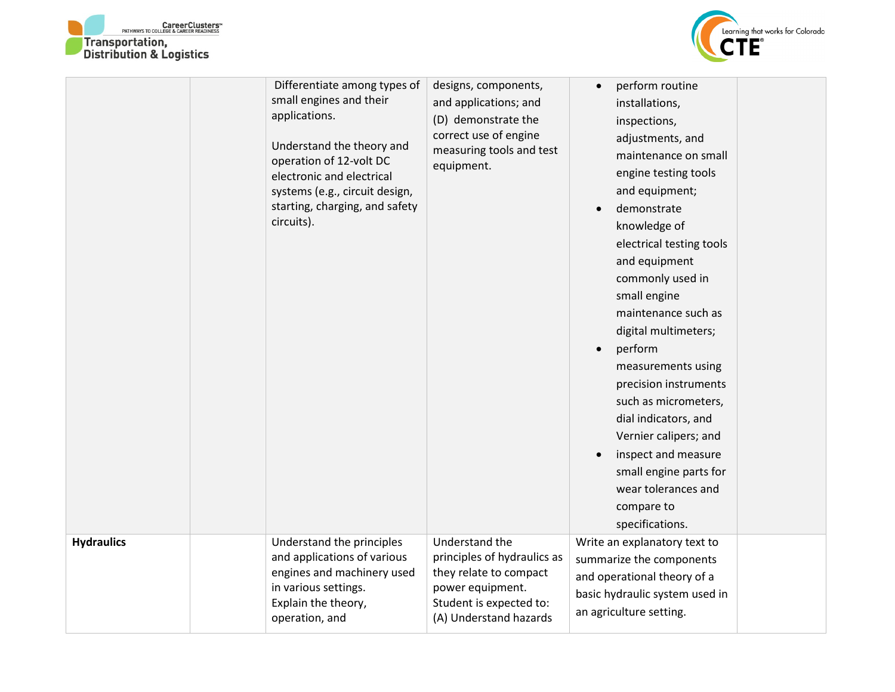| | | | | | |
|---|---|---|---|---|---|
| | | Differentiate among types of small engines and their applications.<br><br>Understand the theory and operation of 12-volt DC electronic and electrical systems (e.g., circuit design, starting, charging, and safety circuits). | designs, components, and applications; and<br>(D) demonstrate the correct use of engine measuring tools and test equipment. | • perform routine installations, inspections, adjustments, and maintenance on small engine testing tools and equipment;<br>• demonstrate knowledge of electrical testing tools and equipment commonly used in small engine maintenance such as digital multimeters;<br>• perform measurements using precision instruments such as micrometers, dial indicators, and Vernier calipers; and<br>• inspect and measure small engine parts for wear tolerances and compare to specifications. | |
| **Hydraulics** | | Understand the principles and applications of various engines and machinery used in various settings.<br>Explain the theory, operation, and | Understand the principles of hydraulics as they relate to compact power equipment.<br>Student is expected to:<br>(A) Understand hazards | Write an explanatory text to summarize the components and operational theory of a basic hydraulic system used in an agriculture setting. | |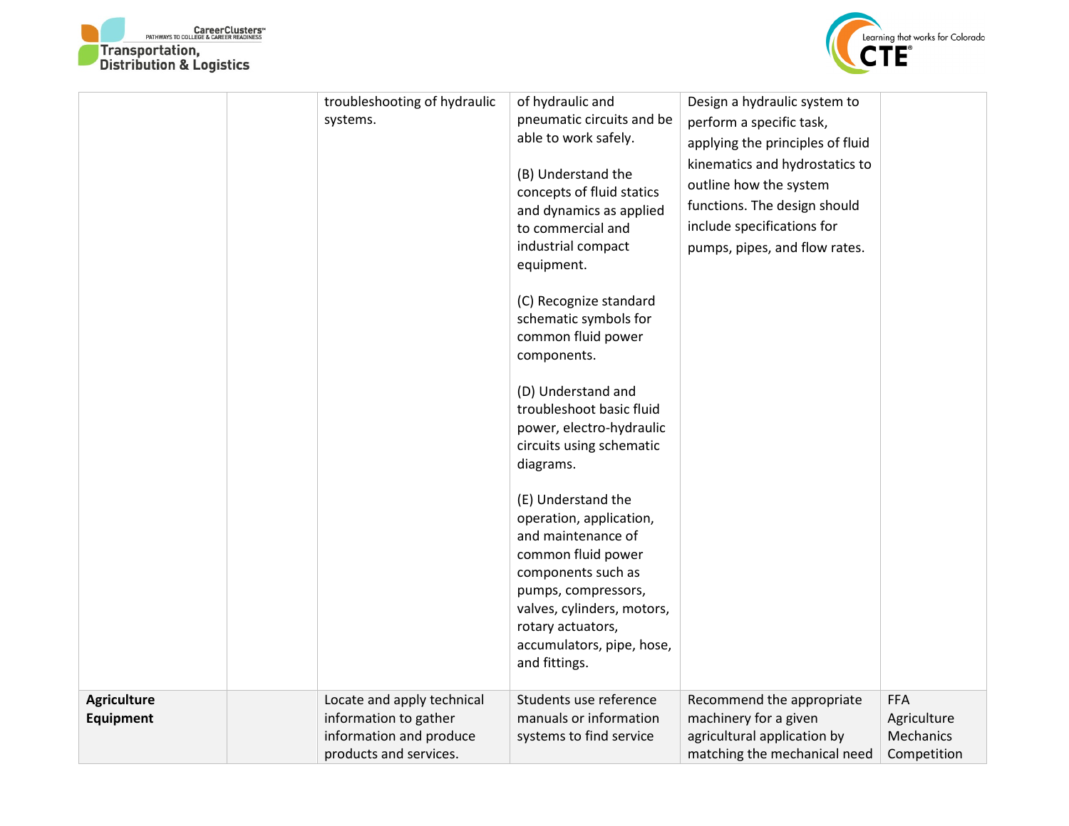| | | | | | |
|---|---|---|---|---|---|
| | | troubleshooting of hydraulic systems. | of hydraulic and pneumatic circuits and be able to work safely.<br><br>(B) Understand the concepts of fluid statics and dynamics as applied to commercial and industrial compact equipment.<br><br>(C) Recognize standard schematic symbols for common fluid power components.<br><br>(D) Understand and troubleshoot basic fluid power, electro-hydraulic circuits using schematic diagrams.<br><br>(E) Understand the operation, application, and maintenance of common fluid power components such as pumps, compressors, valves, cylinders, motors, rotary actuators, accumulators, pipe, hose, and fittings. | Design a hydraulic system to perform a specific task, applying the principles of fluid kinematics and hydrostatics to outline how the system functions. The design should include specifications for pumps, pipes, and flow rates. | |
| **Agriculture Equipment** | | Locate and apply technical information to gather information and produce products and services. | Students use reference manuals or information systems to find service | Recommend the appropriate machinery for a given agricultural application by matching the mechanical need | FFA Agriculture Mechanics Competition |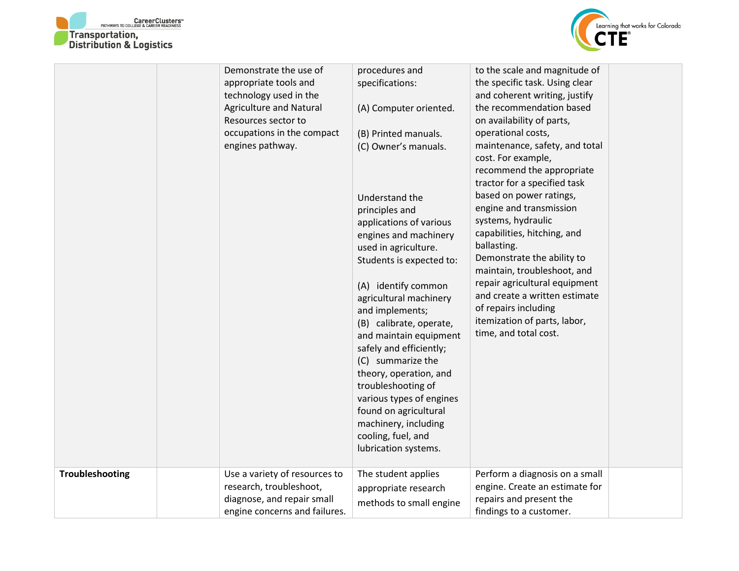| | | | | | |
|---|---|---|---|---|---|
| | | Demonstrate the use of appropriate tools and technology used in the Agriculture and Natural Resources sector to occupations in the compact engines pathway. | procedures and specifications:<br><br>(A) Computer oriented.<br><br>(B) Printed manuals.<br>(C) Owner's manuals.<br><br>Understand the principles and applications of various engines and machinery used in agriculture. Students is expected to:<br><br>(A) identify common agricultural machinery and implements;<br>(B) calibrate, operate, and maintain equipment safely and efficiently;<br>(C) summarize the theory, operation, and troubleshooting of various types of engines found on agricultural machinery, including cooling, fuel, and lubrication systems. | to the scale and magnitude of the specific task. Using clear and coherent writing, justify the recommendation based on availability of parts, operational costs, maintenance, safety, and total cost. For example, recommend the appropriate tractor for a specified task based on power ratings, engine and transmission systems, hydraulic capabilities, hitching, and ballasting.<br>Demonstrate the ability to maintain, troubleshoot, and repair agricultural equipment and create a written estimate of repairs including itemization of parts, labor, time, and total cost. | |
| **Troubleshooting** | | Use a variety of resources to research, troubleshoot, diagnose, and repair small engine concerns and failures. | The student applies appropriate research methods to small engine | Perform a diagnosis on a small engine. Create an estimate for repairs and present the findings to a customer. | |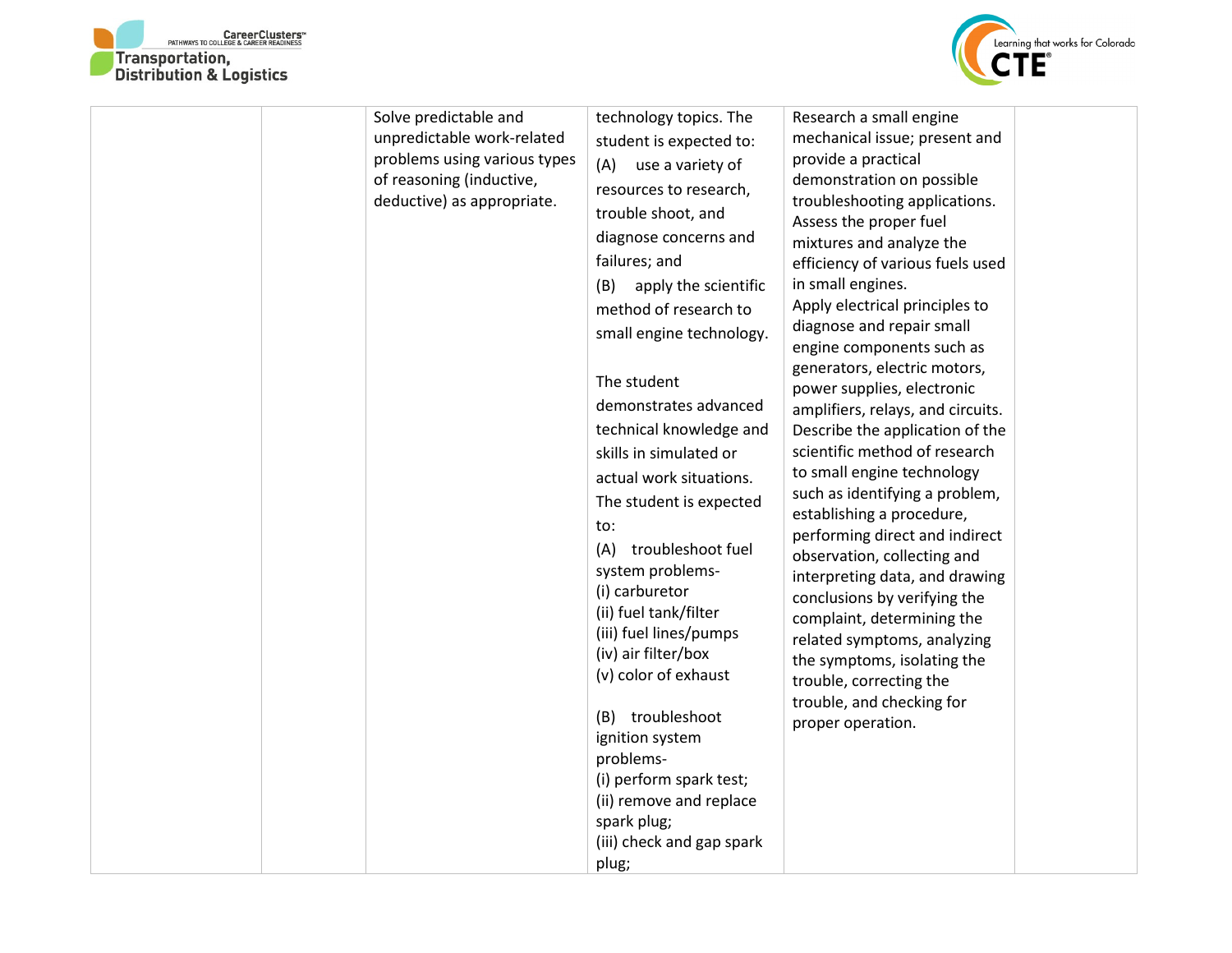| | | | | | |
|---|---|---|---|---|---|
| | | Solve predictable and unpredictable work-related problems using various types of reasoning (inductive, deductive) as appropriate. | technology topics. The student is expected to:<br>(A) use a variety of resources to research, trouble shoot, and diagnose concerns and failures; and<br>(B) apply the scientific method of research to small engine technology.<br><br>The student demonstrates advanced technical knowledge and skills in simulated or actual work situations. The student is expected to:<br>(A) troubleshoot fuel system problems-<br>(i) carburetor<br>(ii) fuel tank/filter<br>(iii) fuel lines/pumps<br>(iv) air filter/box<br>(v) color of exhaust<br><br>(B) troubleshoot ignition system problems-<br>(i) perform spark test;<br>(ii) remove and replace spark plug;<br>(iii) check and gap spark plug; | Research a small engine mechanical issue; present and provide a practical demonstration on possible troubleshooting applications.<br>Assess the proper fuel mixtures and analyze the efficiency of various fuels used in small engines.<br>Apply electrical principles to diagnose and repair small engine components such as generators, electric motors, power supplies, electronic amplifiers, relays, and circuits.<br>Describe the application of the scientific method of research to small engine technology such as identifying a problem, establishing a procedure, performing direct and indirect observation, collecting and interpreting data, and drawing conclusions by verifying the complaint, determining the related symptoms, analyzing the symptoms, isolating the trouble, correcting the trouble, and checking for proper operation. | |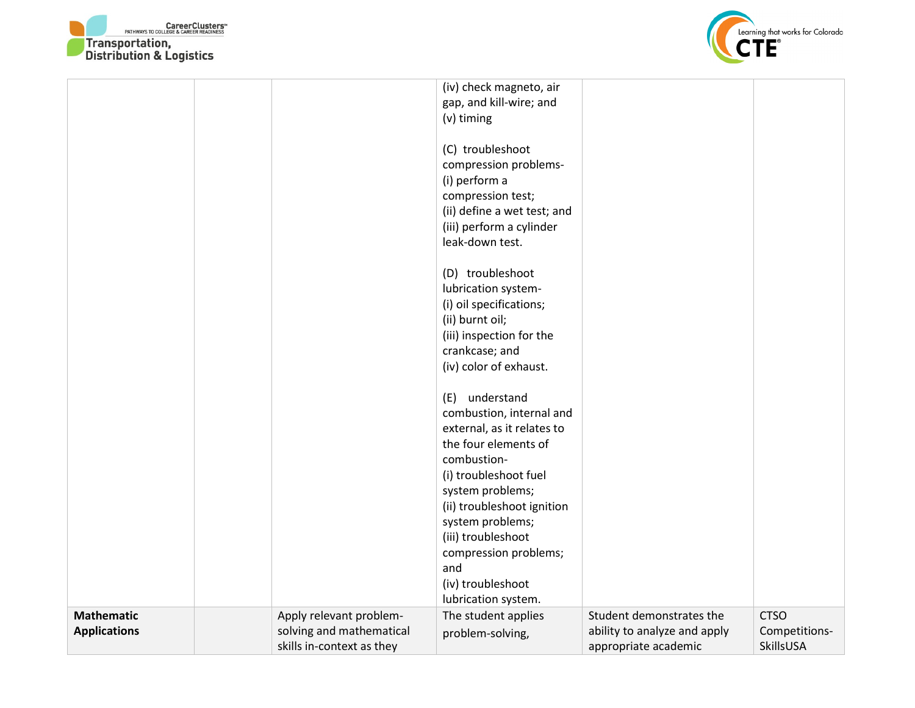| | | | | | |
|---|---|---|---|---|---|
| | | | (iv) check magneto, air gap, and kill-wire; and<br>(v) timing<br><br>(C) troubleshoot compression problems-<br>(i) perform a compression test;<br>(ii) define a wet test; and<br>(iii) perform a cylinder leak-down test.<br><br>(D) troubleshoot lubrication system-<br>(i) oil specifications;<br>(ii) burnt oil;<br>(iii) inspection for the crankcase; and<br>(iv) color of exhaust.<br><br>(E) understand combustion, internal and external, as it relates to the four elements of combustion-<br>(i) troubleshoot fuel system problems;<br>(ii) troubleshoot ignition system problems;<br>(iii) troubleshoot compression problems; and<br>(iv) troubleshoot lubrication system. | | |
| **Mathematic Applications** | | Apply relevant problem-solving and mathematical skills in-context as they | The student applies problem-solving, | Student demonstrates the ability to analyze and apply appropriate academic | CTSO Competitions-SkillsUSA |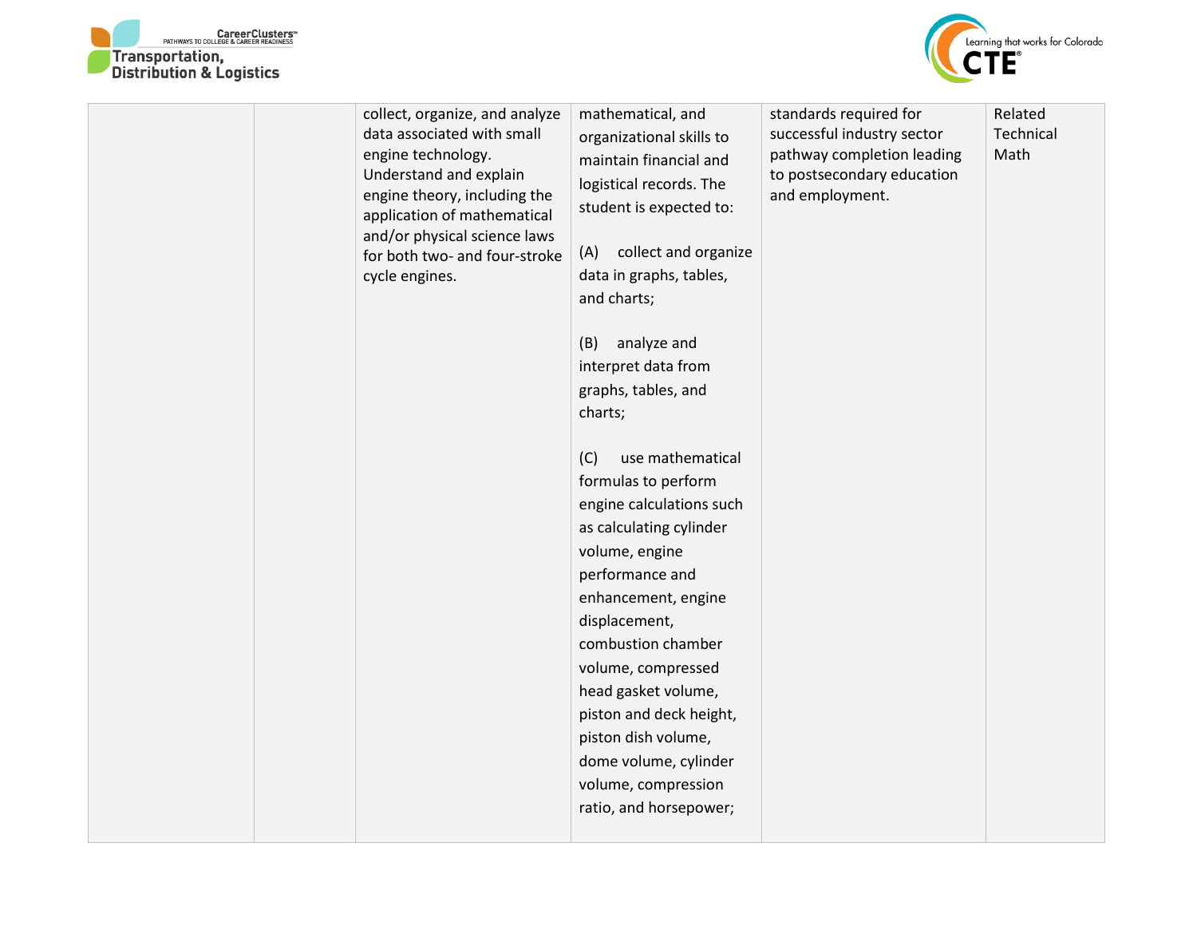| | | | | | |
|---|---|---|---|---|---|
| | | collect, organize, and analyze data associated with small engine technology. Understand and explain engine theory, including the application of mathematical and/or physical science laws for both two- and four-stroke cycle engines. | mathematical, and organizational skills to maintain financial and logistical records. The student is expected to:<br><br>(A) collect and organize data in graphs, tables, and charts;<br><br>(B) analyze and interpret data from graphs, tables, and charts;<br><br>(C) use mathematical formulas to perform engine calculations such as calculating cylinder volume, engine performance and enhancement, engine displacement, combustion chamber volume, compressed head gasket volume, piston and deck height, piston dish volume, dome volume, cylinder volume, compression ratio, and horsepower; | standards required for successful industry sector pathway completion leading to postsecondary education and employment. | Related Technical Math |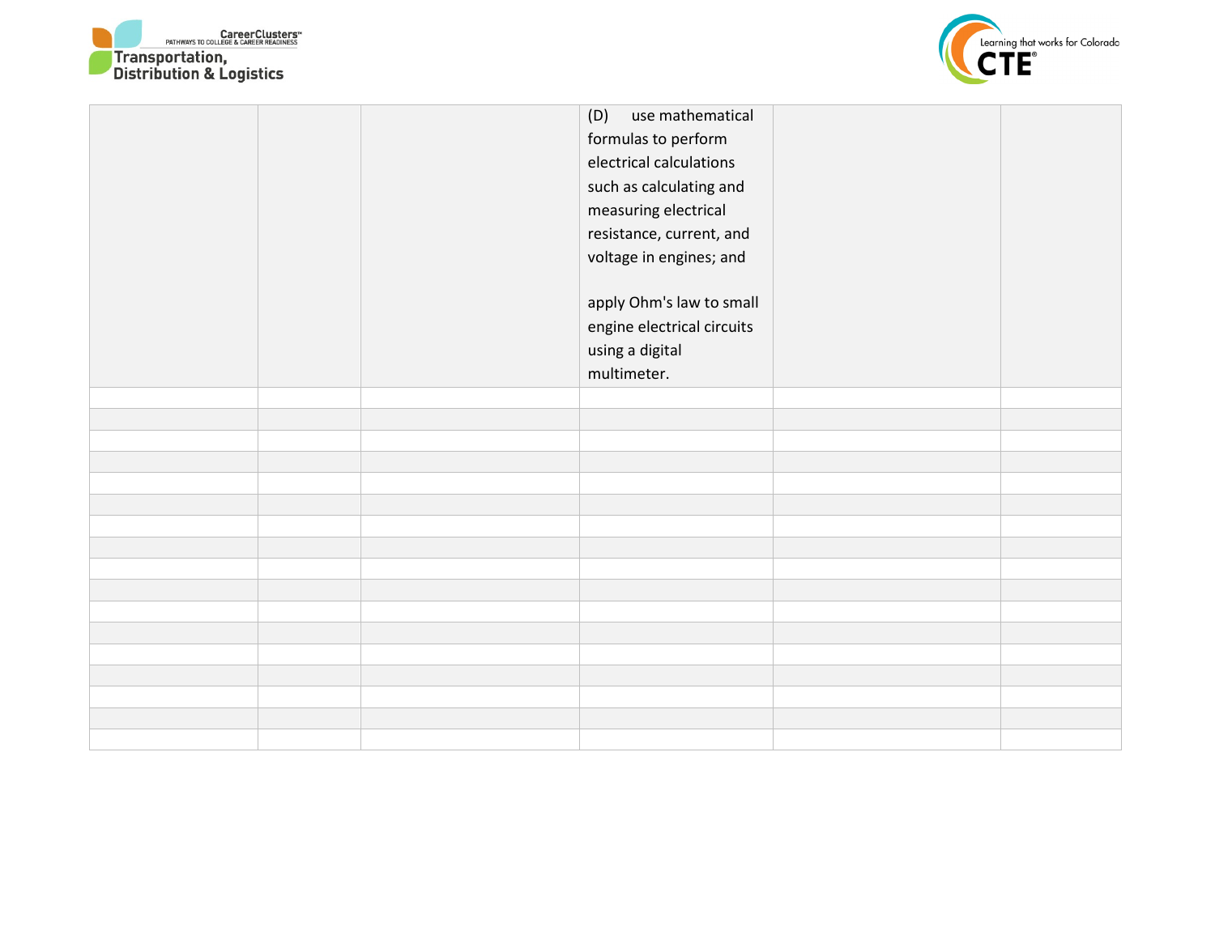| | | | | | |
|---|---|---|---|---|---|
| | | | (D) use mathematical formulas to perform electrical calculations such as calculating and measuring electrical resistance, current, and voltage in engines; and<br><br>apply Ohm's law to small engine electrical circuits using a digital multimeter. | | |
| | | | | | |
| | | | | | |
| | | | | | |
| | | | | | |
| | | | | | |
| | | | | | |
| | | | | | |
| | | | | | |
| | | | | | |
| | | | | | |
| | | | | | |
| | | | | | |
| | | | | | |
| | | | | | |
| | | | | | |
| | | | | | |
| | | | | | |